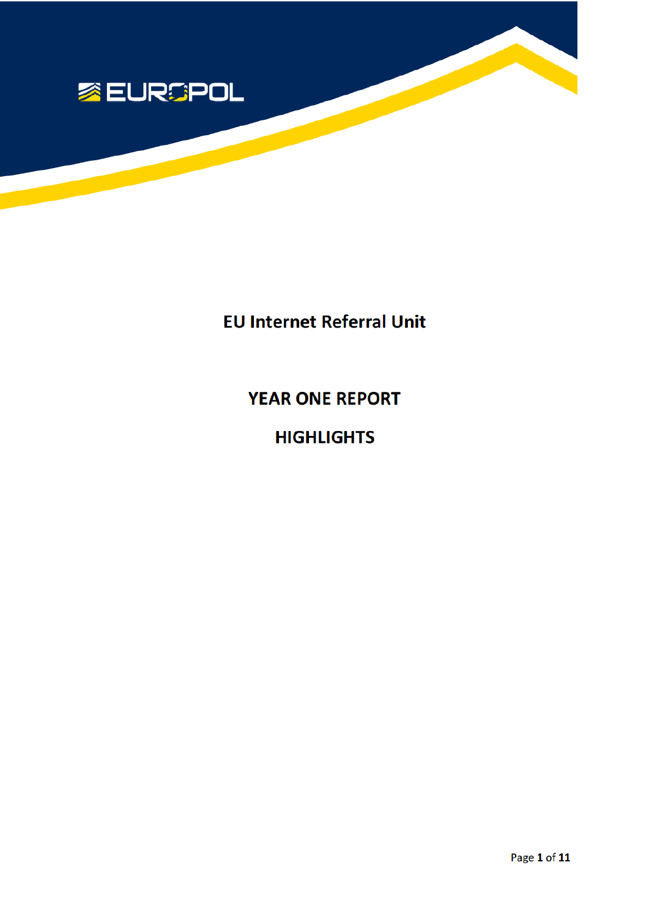EUROPOL

# EU Internet Referral Unit

## YEAR ONE REPORT

## HIGHLIGHTS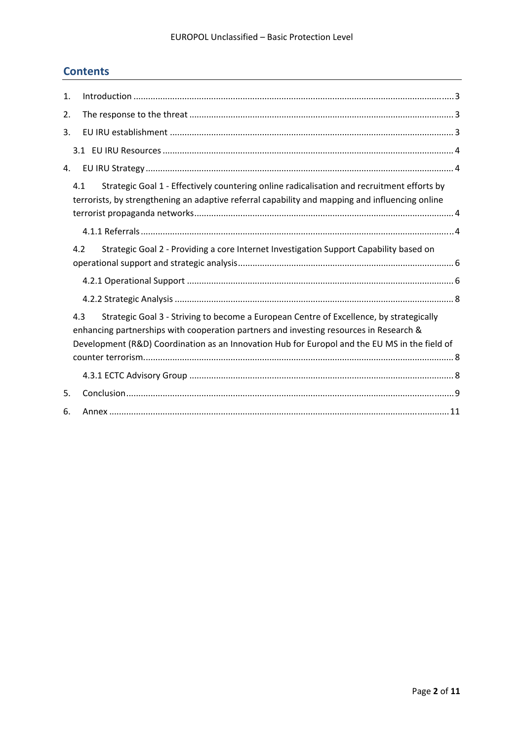## Contents

1. Introduction ... 3
2. The response to the threat ... 3
3. EU IRU establishment ... 3
   - 3.1 EU IRU Resources ... 4
4. EU IRU Strategy ... 4
   - 4.1 Strategic Goal 1 - Effectively countering online radicalisation and recruitment efforts by terrorists, by strengthening an adaptive referral capability and mapping and influencing online terrorist propaganda networks ... 4
     - 4.1.1 Referrals ... 4
   - 4.2 Strategic Goal 2 - Providing a core Internet Investigation Support Capability based on operational support and strategic analysis ... 6
     - 4.2.1 Operational Support ... 6
     - 4.2.2 Strategic Analysis ... 8
   - 4.3 Strategic Goal 3 - Striving to become a European Centre of Excellence, by strategically enhancing partnerships with cooperation partners and investing resources in Research & Development (R&D) Coordination as an Innovation Hub for Europol and the EU MS in the field of counter terrorism ... 8
     - 4.3.1 ECTC Advisory Group ... 8
5. Conclusion ... 9
6. Annex ... 11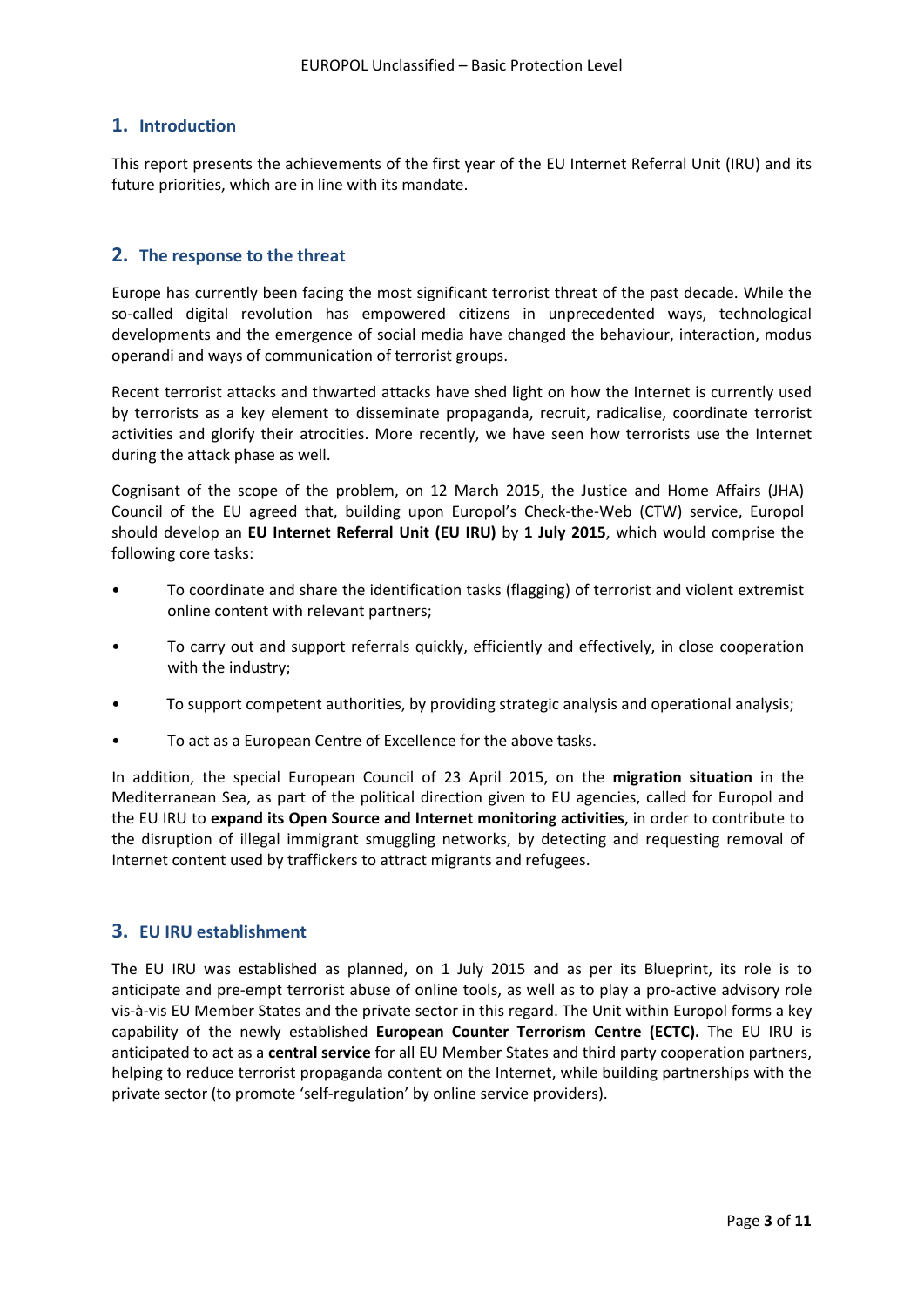## 1. Introduction

This report presents the achievements of the first year of the EU Internet Referral Unit (IRU) and its future priorities, which are in line with its mandate.

## 2. The response to the threat

Europe has currently been facing the most significant terrorist threat of the past decade. While the so-called digital revolution has empowered citizens in unprecedented ways, technological developments and the emergence of social media have changed the behaviour, interaction, modus operandi and ways of communication of terrorist groups.

Recent terrorist attacks and thwarted attacks have shed light on how the Internet is currently used by terrorists as a key element to disseminate propaganda, recruit, radicalise, coordinate terrorist activities and glorify their atrocities. More recently, we have seen how terrorists use the Internet during the attack phase as well.

Cognisant of the scope of the problem, on 12 March 2015, the Justice and Home Affairs (JHA) Council of the EU agreed that, building upon Europol's Check-the-Web (CTW) service, Europol should develop an **EU Internet Referral Unit (EU IRU)** by **1 July 2015**, which would comprise the following core tasks:

- To coordinate and share the identification tasks (flagging) of terrorist and violent extremist online content with relevant partners;
- To carry out and support referrals quickly, efficiently and effectively, in close cooperation with the industry;
- To support competent authorities, by providing strategic analysis and operational analysis;
- To act as a European Centre of Excellence for the above tasks.

In addition, the special European Council of 23 April 2015, on the **migration situation** in the Mediterranean Sea, as part of the political direction given to EU agencies, called for Europol and the EU IRU to **expand its Open Source and Internet monitoring activities**, in order to contribute to the disruption of illegal immigrant smuggling networks, by detecting and requesting removal of Internet content used by traffickers to attract migrants and refugees.

## 3. EU IRU establishment

The EU IRU was established as planned, on 1 July 2015 and as per its Blueprint, its role is to anticipate and pre-empt terrorist abuse of online tools, as well as to play a pro-active advisory role vis-à-vis EU Member States and the private sector in this regard. The Unit within Europol forms a key capability of the newly established **European Counter Terrorism Centre (ECTC).** The EU IRU is anticipated to act as a **central service** for all EU Member States and third party cooperation partners, helping to reduce terrorist propaganda content on the Internet, while building partnerships with the private sector (to promote 'self-regulation' by online service providers).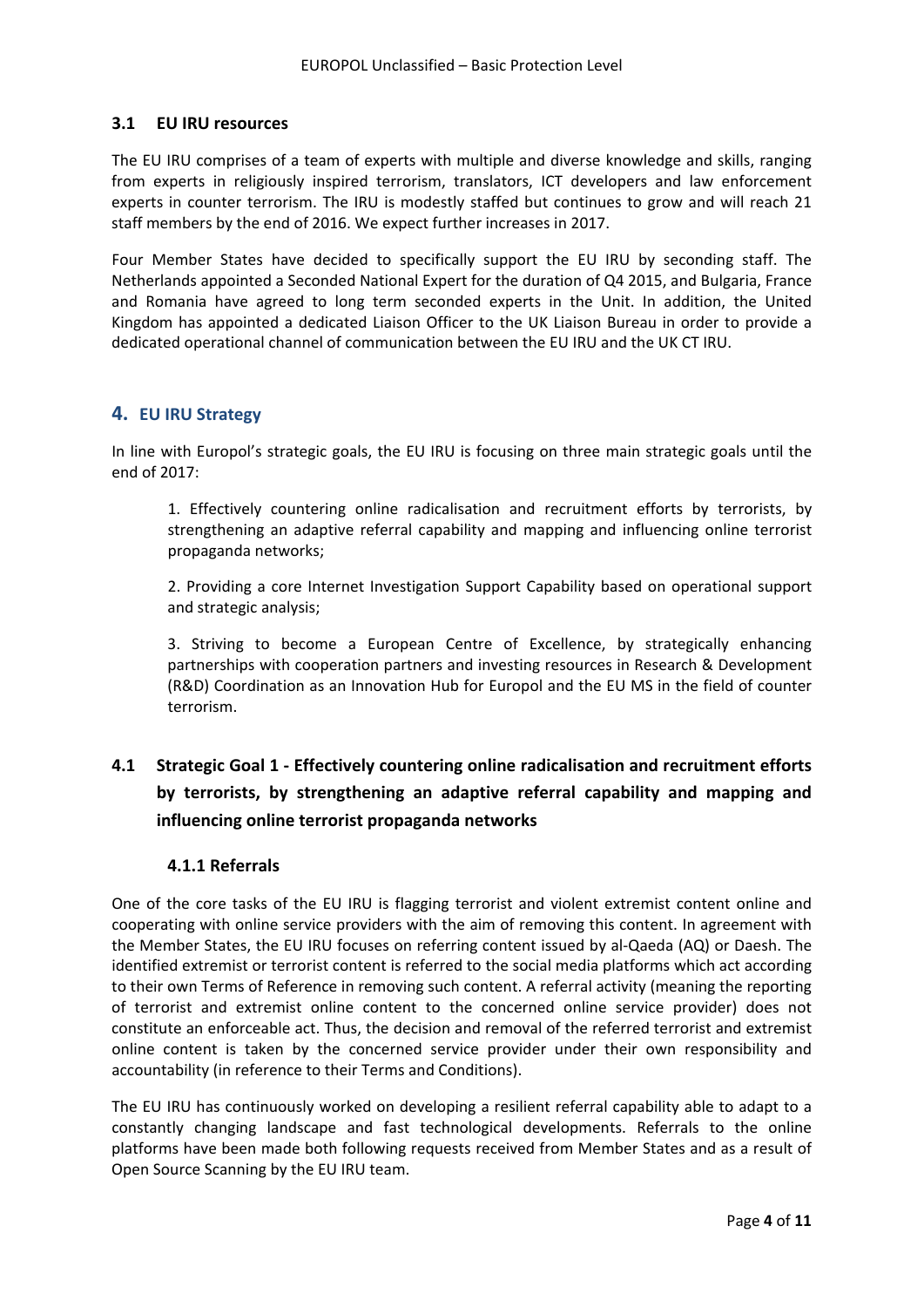### 3.1 EU IRU resources

The EU IRU comprises of a team of experts with multiple and diverse knowledge and skills, ranging from experts in religiously inspired terrorism, translators, ICT developers and law enforcement experts in counter terrorism. The IRU is modestly staffed but continues to grow and will reach 21 staff members by the end of 2016. We expect further increases in 2017.

Four Member States have decided to specifically support the EU IRU by seconding staff. The Netherlands appointed a Seconded National Expert for the duration of Q4 2015, and Bulgaria, France and Romania have agreed to long term seconded experts in the Unit. In addition, the United Kingdom has appointed a dedicated Liaison Officer to the UK Liaison Bureau in order to provide a dedicated operational channel of communication between the EU IRU and the UK CT IRU.

## 4. EU IRU Strategy

In line with Europol's strategic goals, the EU IRU is focusing on three main strategic goals until the end of 2017:

1. Effectively countering online radicalisation and recruitment efforts by terrorists, by strengthening an adaptive referral capability and mapping and influencing online terrorist propaganda networks;

2. Providing a core Internet Investigation Support Capability based on operational support and strategic analysis;

3. Striving to become a European Centre of Excellence, by strategically enhancing partnerships with cooperation partners and investing resources in Research & Development (R&D) Coordination as an Innovation Hub for Europol and the EU MS in the field of counter terrorism.

### 4.1 Strategic Goal 1 - Effectively countering online radicalisation and recruitment efforts by terrorists, by strengthening an adaptive referral capability and mapping and influencing online terrorist propaganda networks

#### 4.1.1 Referrals

One of the core tasks of the EU IRU is flagging terrorist and violent extremist content online and cooperating with online service providers with the aim of removing this content. In agreement with the Member States, the EU IRU focuses on referring content issued by al-Qaeda (AQ) or Daesh. The identified extremist or terrorist content is referred to the social media platforms which act according to their own Terms of Reference in removing such content. A referral activity (meaning the reporting of terrorist and extremist online content to the concerned online service provider) does not constitute an enforceable act. Thus, the decision and removal of the referred terrorist and extremist online content is taken by the concerned service provider under their own responsibility and accountability (in reference to their Terms and Conditions).

The EU IRU has continuously worked on developing a resilient referral capability able to adapt to a constantly changing landscape and fast technological developments. Referrals to the online platforms have been made both following requests received from Member States and as a result of Open Source Scanning by the EU IRU team.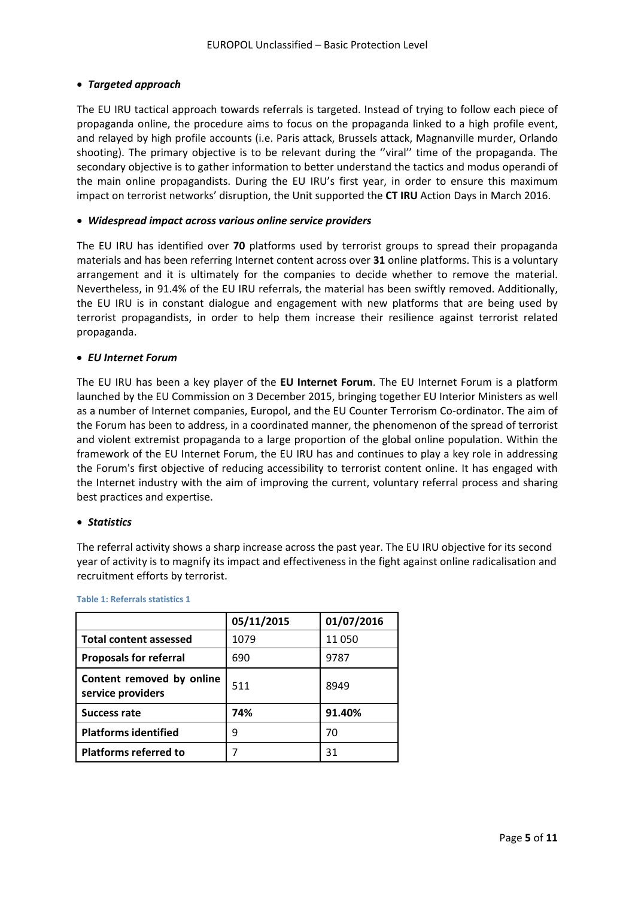- ***Targeted approach***

The EU IRU tactical approach towards referrals is targeted. Instead of trying to follow each piece of propaganda online, the procedure aims to focus on the propaganda linked to a high profile event, and relayed by high profile accounts (i.e. Paris attack, Brussels attack, Magnanville murder, Orlando shooting). The primary objective is to be relevant during the ''viral'' time of the propaganda. The secondary objective is to gather information to better understand the tactics and modus operandi of the main online propagandists. During the EU IRU's first year, in order to ensure this maximum impact on terrorist networks' disruption, the Unit supported the **CT IRU** Action Days in March 2016.

- ***Widespread impact across various online service providers***

The EU IRU has identified over **70** platforms used by terrorist groups to spread their propaganda materials and has been referring Internet content across over **31** online platforms. This is a voluntary arrangement and it is ultimately for the companies to decide whether to remove the material. Nevertheless, in 91.4% of the EU IRU referrals, the material has been swiftly removed. Additionally, the EU IRU is in constant dialogue and engagement with new platforms that are being used by terrorist propagandists, in order to help them increase their resilience against terrorist related propaganda.

- ***EU Internet Forum***

The EU IRU has been a key player of the **EU Internet Forum**. The EU Internet Forum is a platform launched by the EU Commission on 3 December 2015, bringing together EU Interior Ministers as well as a number of Internet companies, Europol, and the EU Counter Terrorism Co-ordinator. The aim of the Forum has been to address, in a coordinated manner, the phenomenon of the spread of terrorist and violent extremist propaganda to a large proportion of the global online population. Within the framework of the EU Internet Forum, the EU IRU has and continues to play a key role in addressing the Forum's first objective of reducing accessibility to terrorist content online. It has engaged with the Internet industry with the aim of improving the current, voluntary referral process and sharing best practices and expertise.

- ***Statistics***

The referral activity shows a sharp increase across the past year. The EU IRU objective for its second year of activity is to magnify its impact and effectiveness in the fight against online radicalisation and recruitment efforts by terrorist.

**Table 1: Referrals statistics 1**

| | 05/11/2015 | 01/07/2016 |
|---|---|---|
| **Total content assessed** | 1079 | 11 050 |
| **Proposals for referral** | 690 | 9787 |
| **Content removed by online service providers** | 511 | 8949 |
| **Success rate** | **74%** | **91.40%** |
| **Platforms identified** | 9 | 70 |
| **Platforms referred to** | 7 | 31 |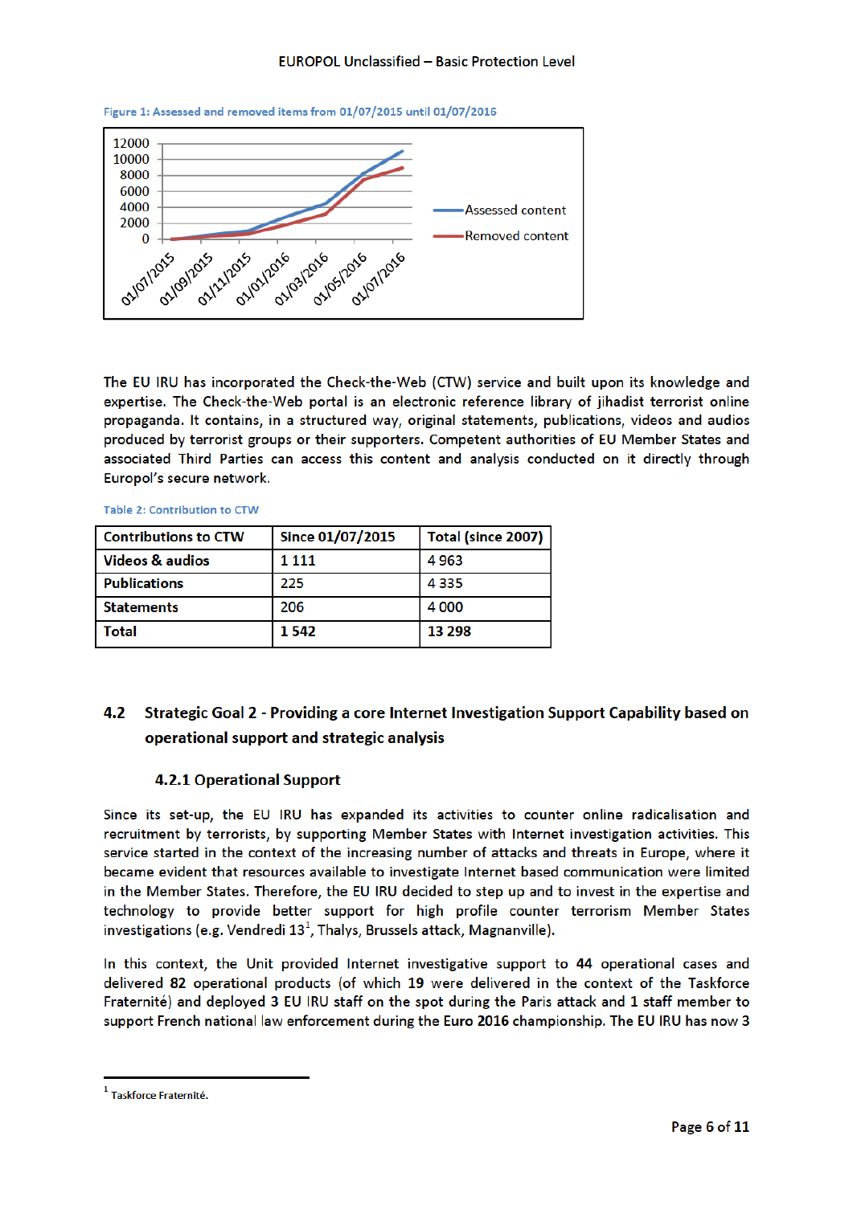Figure 1: Assessed and removed items from 01/07/2015 until 01/07/2016

The EU IRU has incorporated the Check-the-Web (CTW) service and built upon its knowledge and expertise. The Check-the-Web portal is an electronic reference library of jihadist terrorist online propaganda. It contains, in a structured way, original statements, publications, videos and audios produced by terrorist groups or their supporters. Competent authorities of EU Member States and associated Third Parties can access this content and analysis conducted on it directly through Europol's secure network.

Table 2: Contribution to CTW

| Contributions to CTW | Since 01/07/2015 | Total (since 2007) |
|---|---|---|
| **Videos & audios** | 1 111 | 4 963 |
| **Publications** | 225 | 4 335 |
| **Statements** | 206 | 4 000 |
| **Total** | **1 542** | **13 298** |

## 4.2 Strategic Goal 2 - Providing a core Internet Investigation Support Capability based on operational support and strategic analysis

### 4.2.1 Operational Support

Since its set-up, the EU IRU has expanded its activities to counter online radicalisation and recruitment by terrorists, by supporting Member States with Internet investigation activities. This service started in the context of the increasing number of attacks and threats in Europe, where it became evident that resources available to investigate Internet based communication were limited in the Member States. Therefore, the EU IRU decided to step up and to invest in the expertise and technology to provide better support for high profile counter terrorism Member States investigations (e.g. Vendredi 13[1], Thalys, Brussels attack, Magnanville).

In this context, the Unit provided Internet investigative support to **44** operational cases and delivered **82** operational products (of which **19** were delivered in the context of the Taskforce Fraternité) and deployed 3 EU IRU staff on the spot during the Paris attack and 1 staff member to support French national law enforcement during the Euro 2016 championship. The EU IRU has now 3

[1] Taskforce Fraternité.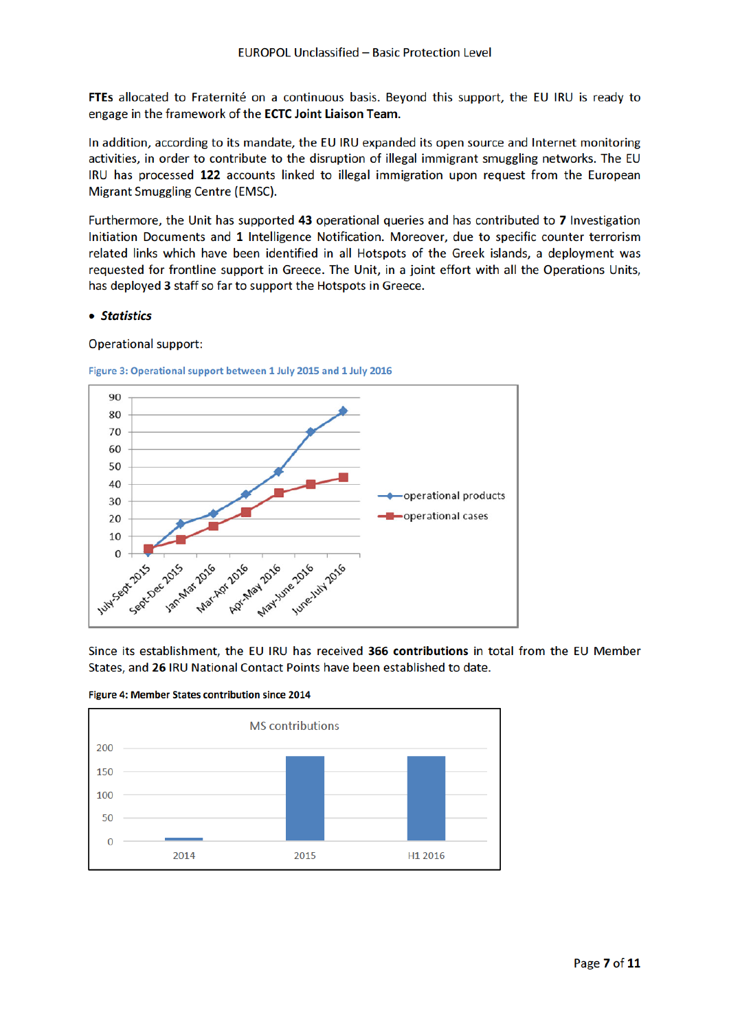**FTEs** allocated to Fraternité on a continuous basis. Beyond this support, the EU IRU is ready to engage in the framework of the **ECTC Joint Liaison Team.**

In addition, according to its mandate, the EU IRU expanded its open source and Internet monitoring activities, in order to contribute to the disruption of illegal immigrant smuggling networks. The EU IRU has processed **122** accounts linked to illegal immigration upon request from the European Migrant Smuggling Centre (EMSC).

Furthermore, the Unit has supported **43** operational queries and has contributed to **7** Investigation Initiation Documents and **1** Intelligence Notification. Moreover, due to specific counter terrorism related links which have been identified in all Hotspots of the Greek islands, a deployment was requested for frontline support in Greece. The Unit, in a joint effort with all the Operations Units, has deployed **3** staff so far to support the Hotspots in Greece.

- ***Statistics***

Operational support:

**Figure 3: Operational support between 1 July 2015 and 1 July 2016**

Since its establishment, the EU IRU has received **366 contributions** in total from the EU Member States, and **26** IRU National Contact Points have been established to date.

**Figure 4: Member States contribution since 2014**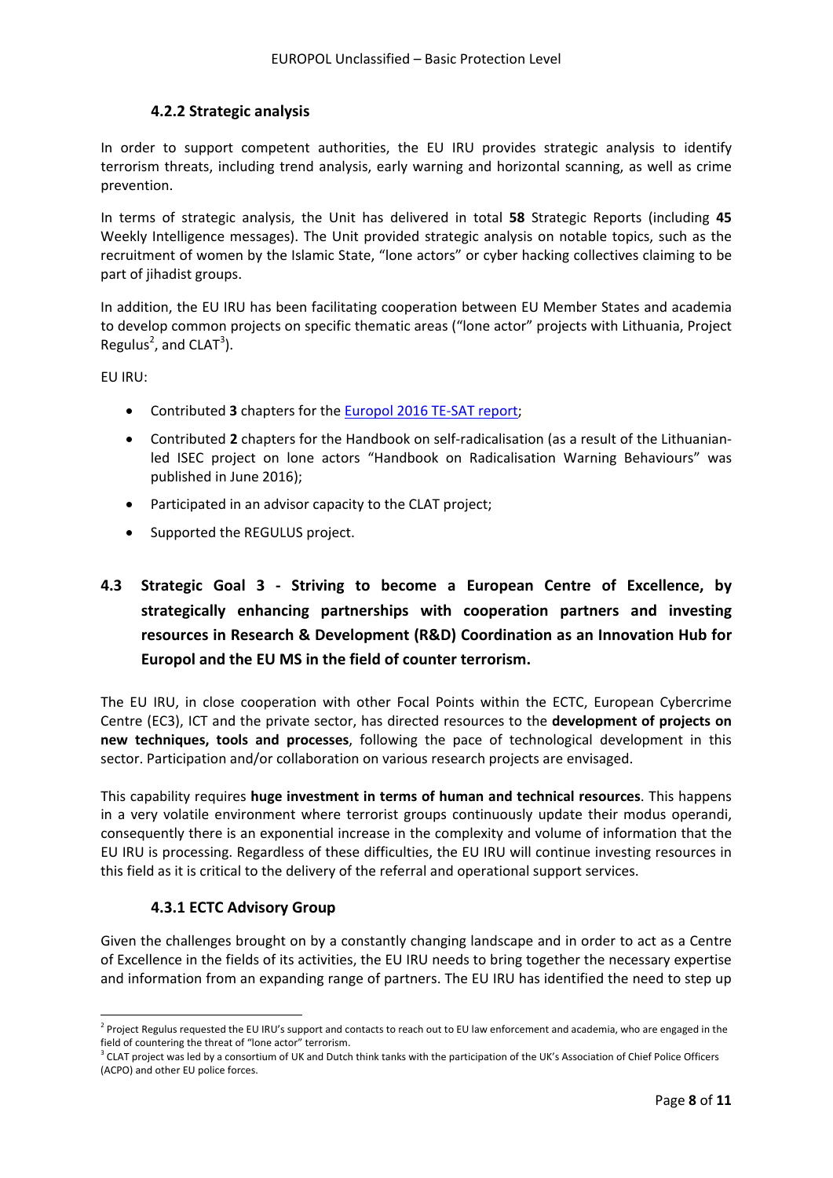### 4.2.2 Strategic analysis

In order to support competent authorities, the EU IRU provides strategic analysis to identify terrorism threats, including trend analysis, early warning and horizontal scanning, as well as crime prevention.

In terms of strategic analysis, the Unit has delivered in total **58** Strategic Reports (including **45** Weekly Intelligence messages). The Unit provided strategic analysis on notable topics, such as the recruitment of women by the Islamic State, "lone actors" or cyber hacking collectives claiming to be part of jihadist groups.

In addition, the EU IRU has been facilitating cooperation between EU Member States and academia to develop common projects on specific thematic areas ("lone actor" projects with Lithuania, Project Regulus[2], and CLAT[3]).

EU IRU:

- Contributed **3** chapters for the Europol 2016 TE-SAT report;
- Contributed **2** chapters for the Handbook on self-radicalisation (as a result of the Lithuanian-led ISEC project on lone actors "Handbook on Radicalisation Warning Behaviours" was published in June 2016);
- Participated in an advisor capacity to the CLAT project;
- Supported the REGULUS project.

## 4.3 Strategic Goal 3 - Striving to become a European Centre of Excellence, by strategically enhancing partnerships with cooperation partners and investing resources in Research & Development (R&D) Coordination as an Innovation Hub for Europol and the EU MS in the field of counter terrorism.

The EU IRU, in close cooperation with other Focal Points within the ECTC, European Cybercrime Centre (EC3), ICT and the private sector, has directed resources to the **development of projects on new techniques, tools and processes**, following the pace of technological development in this sector. Participation and/or collaboration on various research projects are envisaged.

This capability requires **huge investment in terms of human and technical resources**. This happens in a very volatile environment where terrorist groups continuously update their modus operandi, consequently there is an exponential increase in the complexity and volume of information that the EU IRU is processing. Regardless of these difficulties, the EU IRU will continue investing resources in this field as it is critical to the delivery of the referral and operational support services.

### 4.3.1 ECTC Advisory Group

Given the challenges brought on by a constantly changing landscape and in order to act as a Centre of Excellence in the fields of its activities, the EU IRU needs to bring together the necessary expertise and information from an expanding range of partners. The EU IRU has identified the need to step up

[2] Project Regulus requested the EU IRU's support and contacts to reach out to EU law enforcement and academia, who are engaged in the field of countering the threat of "lone actor" terrorism.

[3] CLAT project was led by a consortium of UK and Dutch think tanks with the participation of the UK's Association of Chief Police Officers (ACPO) and other EU police forces.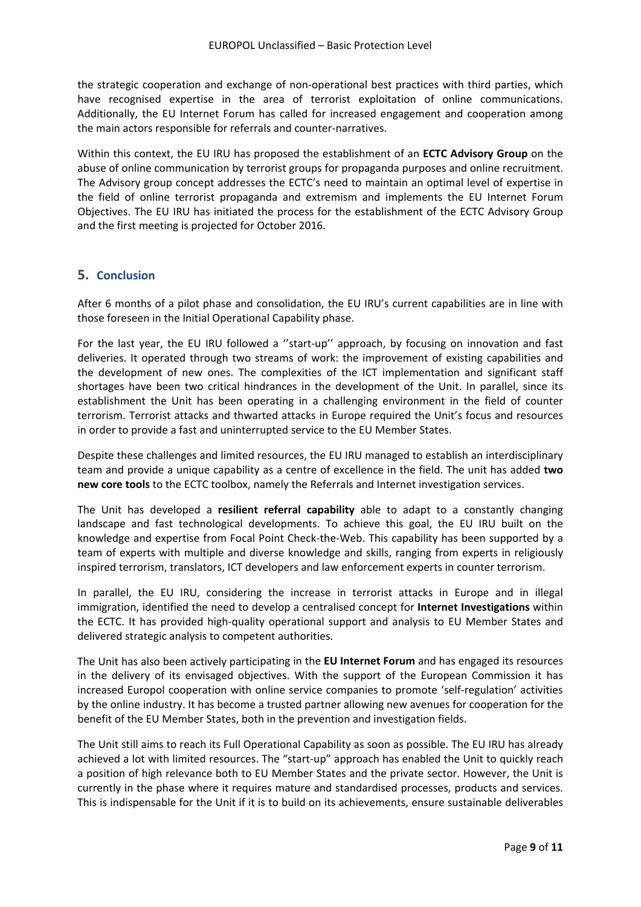the strategic cooperation and exchange of non-operational best practices with third parties, which have recognised expertise in the area of terrorist exploitation of online communications. Additionally, the EU Internet Forum has called for increased engagement and cooperation among the main actors responsible for referrals and counter-narratives.

Within this context, the EU IRU has proposed the establishment of an **ECTC Advisory Group** on the abuse of online communication by terrorist groups for propaganda purposes and online recruitment. The Advisory group concept addresses the ECTC's need to maintain an optimal level of expertise in the field of online terrorist propaganda and extremism and implements the EU Internet Forum Objectives. The EU IRU has initiated the process for the establishment of the ECTC Advisory Group and the first meeting is projected for October 2016.

## 5. Conclusion

After 6 months of a pilot phase and consolidation, the EU IRU's current capabilities are in line with those foreseen in the Initial Operational Capability phase.

For the last year, the EU IRU followed a ''start-up'' approach, by focusing on innovation and fast deliveries. It operated through two streams of work: the improvement of existing capabilities and the development of new ones. The complexities of the ICT implementation and significant staff shortages have been two critical hindrances in the development of the Unit. In parallel, since its establishment the Unit has been operating in a challenging environment in the field of counter terrorism. Terrorist attacks and thwarted attacks in Europe required the Unit's focus and resources in order to provide a fast and uninterrupted service to the EU Member States.

Despite these challenges and limited resources, the EU IRU managed to establish an interdisciplinary team and provide a unique capability as a centre of excellence in the field. The unit has added **two new core tools** to the ECTC toolbox, namely the Referrals and Internet investigation services.

The Unit has developed a **resilient referral capability** able to adapt to a constantly changing landscape and fast technological developments. To achieve this goal, the EU IRU built on the knowledge and expertise from Focal Point Check-the-Web. This capability has been supported by a team of experts with multiple and diverse knowledge and skills, ranging from experts in religiously inspired terrorism, translators, ICT developers and law enforcement experts in counter terrorism.

In parallel, the EU IRU, considering the increase in terrorist attacks in Europe and in illegal immigration, identified the need to develop a centralised concept for **Internet Investigations** within the ECTC. It has provided high-quality operational support and analysis to EU Member States and delivered strategic analysis to competent authorities.

The Unit has also been actively participating in the **EU Internet Forum** and has engaged its resources in the delivery of its envisaged objectives. With the support of the European Commission it has increased Europol cooperation with online service companies to promote 'self-regulation' activities by the online industry. It has become a trusted partner allowing new avenues for cooperation for the benefit of the EU Member States, both in the prevention and investigation fields.

The Unit still aims to reach its Full Operational Capability as soon as possible. The EU IRU has already achieved a lot with limited resources. The "start-up" approach has enabled the Unit to quickly reach a position of high relevance both to EU Member States and the private sector. However, the Unit is currently in the phase where it requires mature and standardised processes, products and services. This is indispensable for the Unit if it is to build on its achievements, ensure sustainable deliverables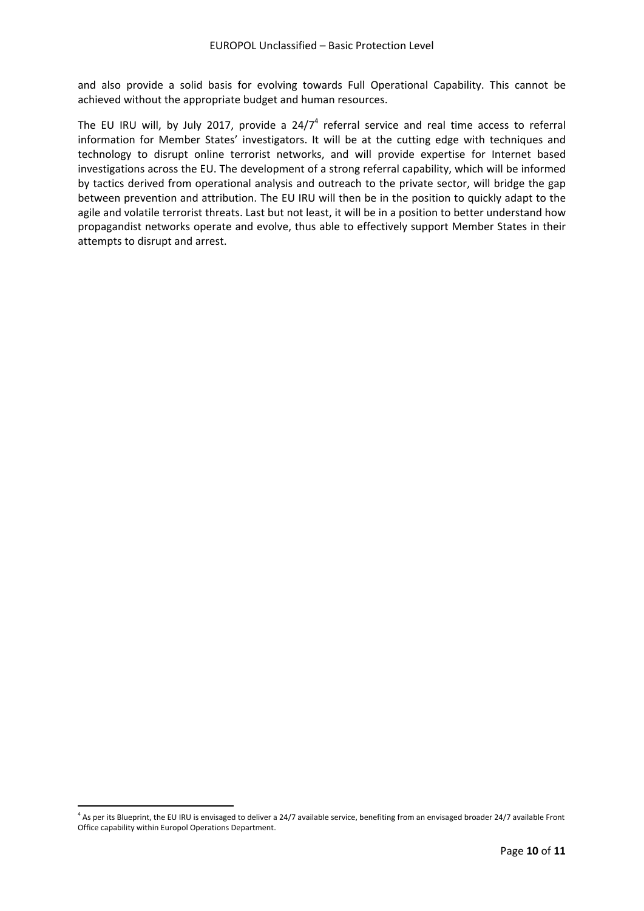and also provide a solid basis for evolving towards Full Operational Capability. This cannot be achieved without the appropriate budget and human resources.

The EU IRU will, by July 2017, provide a 24/7[4] referral service and real time access to referral information for Member States' investigators. It will be at the cutting edge with techniques and technology to disrupt online terrorist networks, and will provide expertise for Internet based investigations across the EU. The development of a strong referral capability, which will be informed by tactics derived from operational analysis and outreach to the private sector, will bridge the gap between prevention and attribution. The EU IRU will then be in the position to quickly adapt to the agile and volatile terrorist threats. Last but not least, it will be in a position to better understand how propagandist networks operate and evolve, thus able to effectively support Member States in their attempts to disrupt and arrest.

[4] As per its Blueprint, the EU IRU is envisaged to deliver a 24/7 available service, benefiting from an envisaged broader 24/7 available Front Office capability within Europol Operations Department.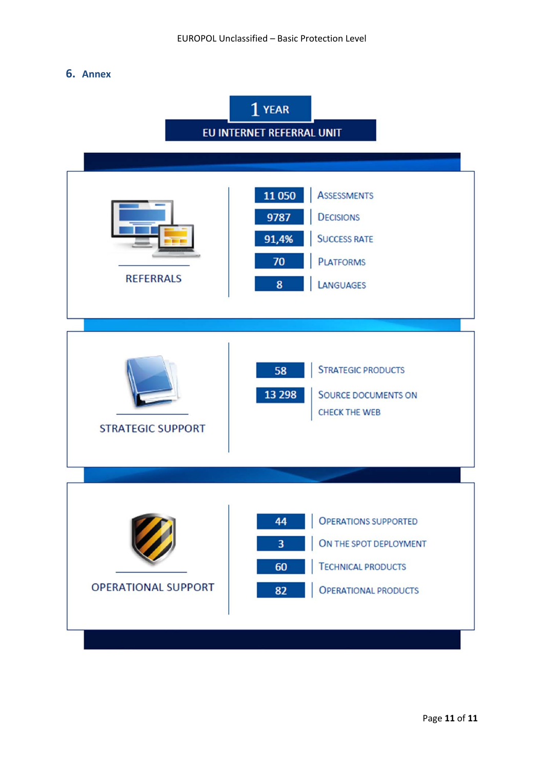## 6. Annex

1 YEAR

EU INTERNET REFERRAL UNIT

**REFERRALS**

11 050 ASSESSMENTS

9787 DECISIONS

91,4% SUCCESS RATE

70 PLATFORMS

8 LANGUAGES

**STRATEGIC SUPPORT**

58 STRATEGIC PRODUCTS

13 298 SOURCE DOCUMENTS ON CHECK THE WEB

**OPERATIONAL SUPPORT**

44 OPERATIONS SUPPORTED

3 ON THE SPOT DEPLOYMENT

60 TECHNICAL PRODUCTS

82 OPERATIONAL PRODUCTS